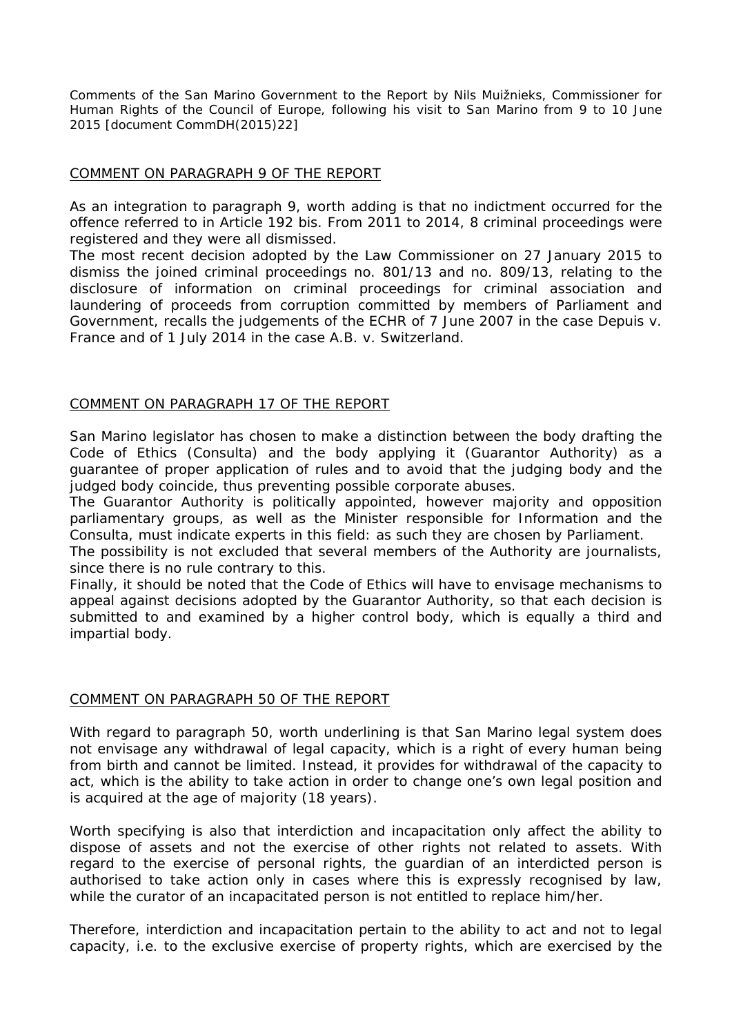Comments of the San Marino Government to the Report by Nils Muižnieks, Commissioner for Human Rights of the Council of Europe, following his visit to San Marino from 9 to 10 June 2015 [document CommDH(2015)22]

## COMMENT ON PARAGRAPH 9 OF THE REPORT

As an integration to paragraph 9, worth adding is that no indictment occurred for the offence referred to in Article 192 bis. From 2011 to 2014, 8 criminal proceedings were registered and they were all dismissed.

The most recent decision adopted by the Law Commissioner on 27 January 2015 to dismiss the joined criminal proceedings no. 801/13 and no. 809/13, relating to the disclosure of information on criminal proceedings for criminal association and laundering of proceeds from corruption committed by members of Parliament and Government, recalls the judgements of the ECHR of 7 June 2007 in the case Depuis v. France and of 1 July 2014 in the case A.B. v. Switzerland.

## COMMENT ON PARAGRAPH 17 OF THE REPORT

San Marino legislator has chosen to make a distinction between the body drafting the Code of Ethics (Consulta) and the body applying it (Guarantor Authority) as a guarantee of proper application of rules and to avoid that the judging body and the judged body coincide, thus preventing possible corporate abuses.

The Guarantor Authority is politically appointed, however majority and opposition parliamentary groups, as well as the Minister responsible for Information and the Consulta, must indicate experts in this field: as such they are chosen by Parliament.

The possibility is not excluded that several members of the Authority are journalists, since there is no rule contrary to this.

Finally, it should be noted that the Code of Ethics will have to envisage mechanisms to appeal against decisions adopted by the Guarantor Authority, so that each decision is submitted to and examined by a higher control body, which is equally a third and impartial body.

## COMMENT ON PARAGRAPH 50 OF THE REPORT

With regard to paragraph 50, worth underlining is that San Marino legal system does not envisage any withdrawal of legal capacity, which is a right of every human being from birth and cannot be limited. Instead, it provides for withdrawal of the capacity to act, which is the ability to take action in order to change one's own legal position and is acquired at the age of majority (18 years).

Worth specifying is also that interdiction and incapacitation only affect the ability to dispose of assets and not the exercise of other rights not related to assets. With regard to the exercise of personal rights, the guardian of an interdicted person is authorised to take action only in cases where this is expressly recognised by law, while the curator of an incapacitated person is not entitled to replace him/her.

Therefore, interdiction and incapacitation pertain to the ability to act and not to legal capacity, i.e. to the exclusive exercise of property rights, which are exercised by the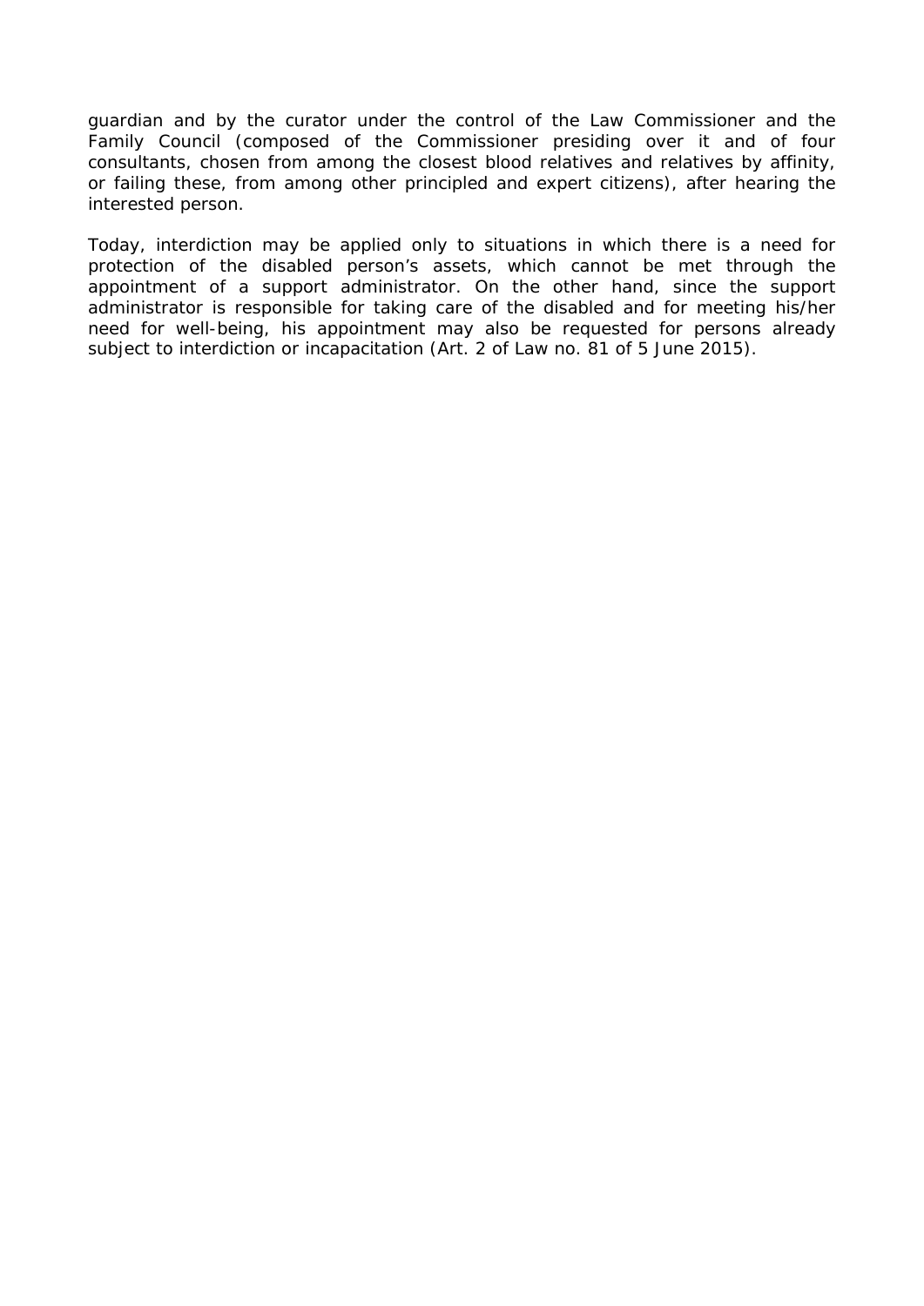guardian and by the curator under the control of the Law Commissioner and the Family Council (composed of the Commissioner presiding over it and of four consultants, chosen from among the closest blood relatives and relatives by affinity, or failing these, from among other principled and expert citizens), after hearing the interested person.

Today, interdiction may be applied only to situations in which there is a need for protection of the disabled person's assets, which cannot be met through the appointment of a support administrator. On the other hand, since the support administrator is responsible for taking care of the disabled and for meeting his/her need for well-being, his appointment may also be requested for persons already subject to interdiction or incapacitation (Art. 2 of Law no. 81 of 5 June 2015).